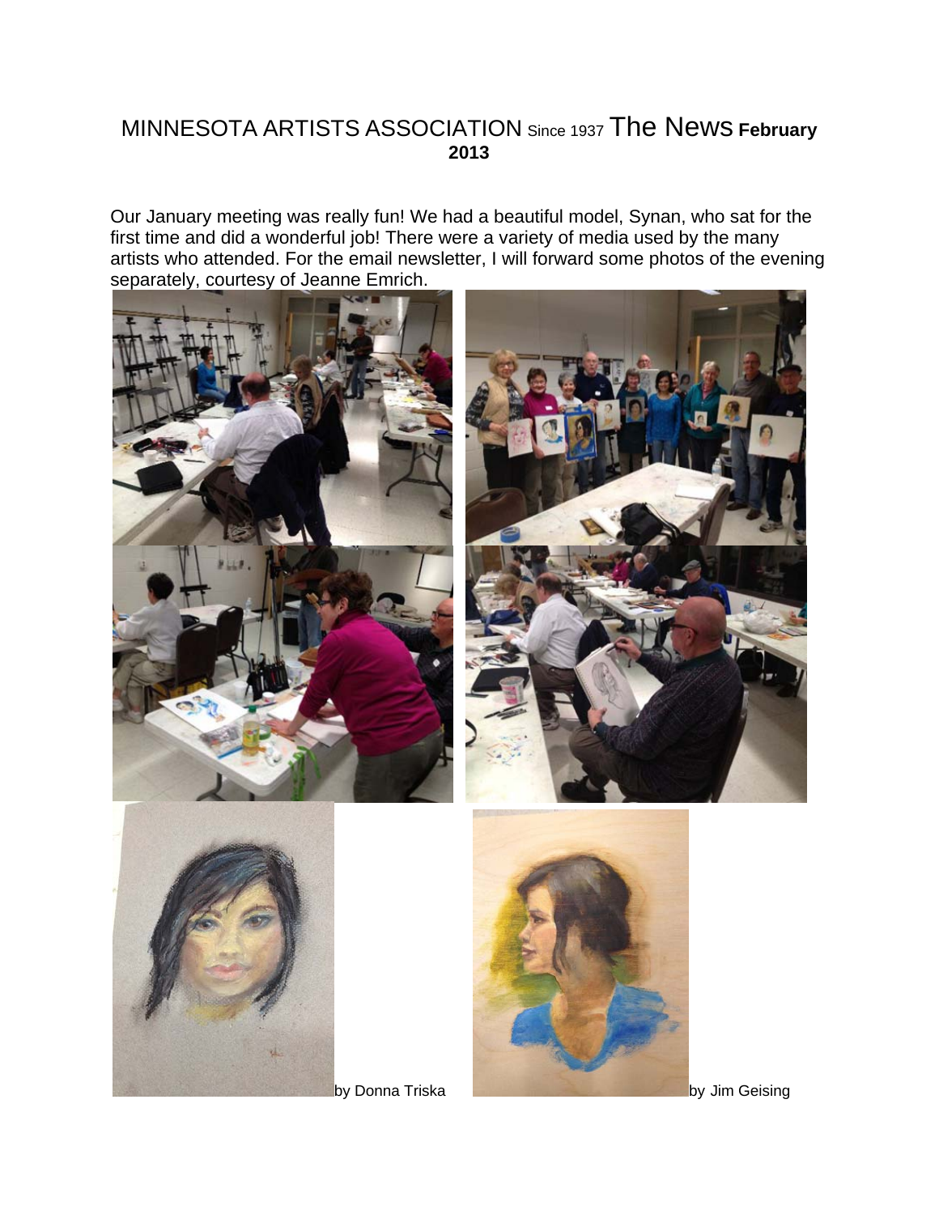# MINNESOTA ARTISTS ASSOCIATION Since 1937 The News **February 2013**

Our January meeting was really fun! We had a beautiful model, Synan, who sat for the first time and did a wonderful job! There were a variety of media used by the many artists who attended. For the email newsletter, I will forward some photos of the evening separately, courtesy of Jeanne Emrich.

by Donna Triska

by Jim Geising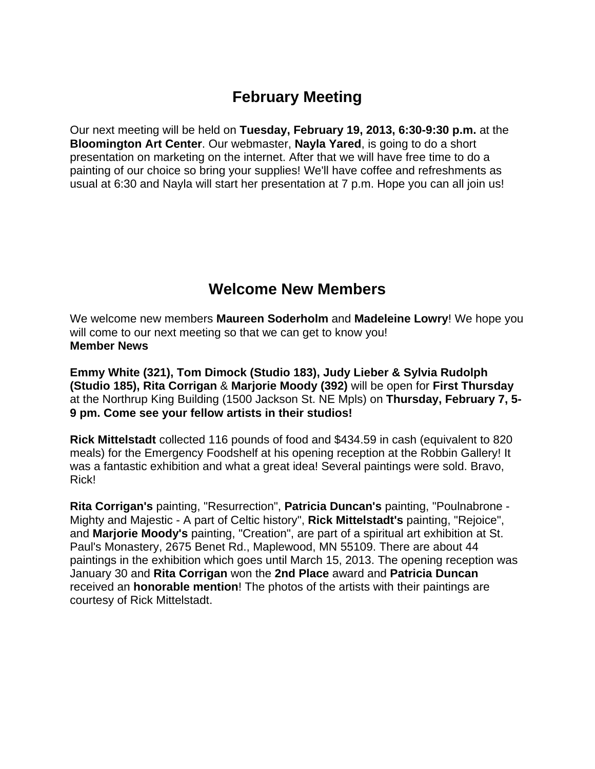## February Meeting

Our next meeting will be held on **Tuesday, February 19, 2013, 6:30-9:30 p.m.** at the **Bloomington Art Center**. Our webmaster, **Nayla Yared**, is going to do a short presentation on marketing on the internet. After that we will have free time to do a painting of our choice so bring your supplies! We'll have coffee and refreshments as usual at 6:30 and Nayla will start her presentation at 7 p.m. Hope you can all join us!

## Welcome New Members

We welcome new members **Maureen Soderholm** and **Madeleine Lowry**! We hope you will come to our next meeting so that we can get to know you!
**Member News**

**Emmy White (321), Tom Dimock (Studio 183), Judy Lieber & Sylvia Rudolph (Studio 185), Rita Corrigan** & **Marjorie Moody (392)** will be open for **First Thursday** at the Northrup King Building (1500 Jackson St. NE Mpls) on **Thursday, February 7, 5-9 pm. Come see your fellow artists in their studios!**

**Rick Mittelstadt** collected 116 pounds of food and $434.59 in cash (equivalent to 820 meals) for the Emergency Foodshelf at his opening reception at the Robbin Gallery! It was a fantastic exhibition and what a great idea! Several paintings were sold. Bravo, Rick!

**Rita Corrigan's** painting, "Resurrection", **Patricia Duncan's** painting, "Poulnabrone - Mighty and Majestic - A part of Celtic history", **Rick Mittelstadt's** painting, "Rejoice", and **Marjorie Moody's** painting, "Creation", are part of a spiritual art exhibition at St. Paul's Monastery, 2675 Benet Rd., Maplewood, MN 55109. There are about 44 paintings in the exhibition which goes until March 15, 2013. The opening reception was January 30 and **Rita Corrigan** won the **2nd Place** award and **Patricia Duncan** received an **honorable mention**! The photos of the artists with their paintings are courtesy of Rick Mittelstadt.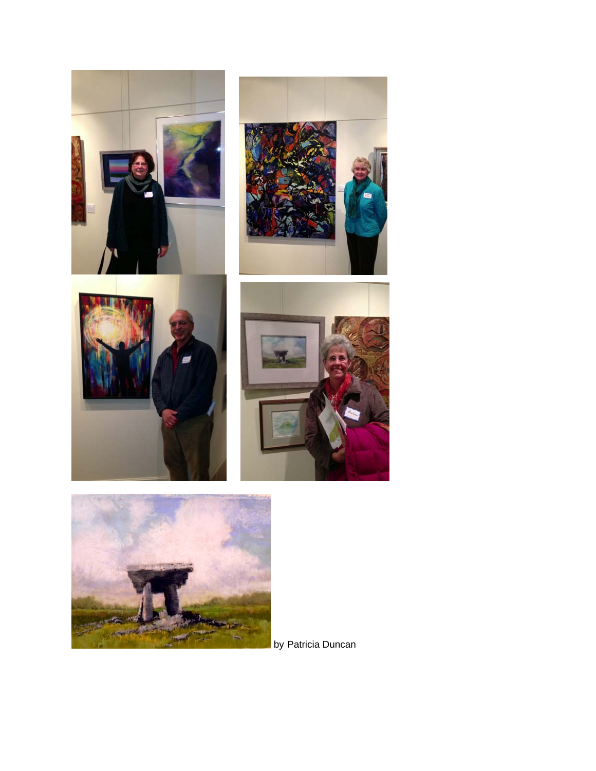by Patricia Duncan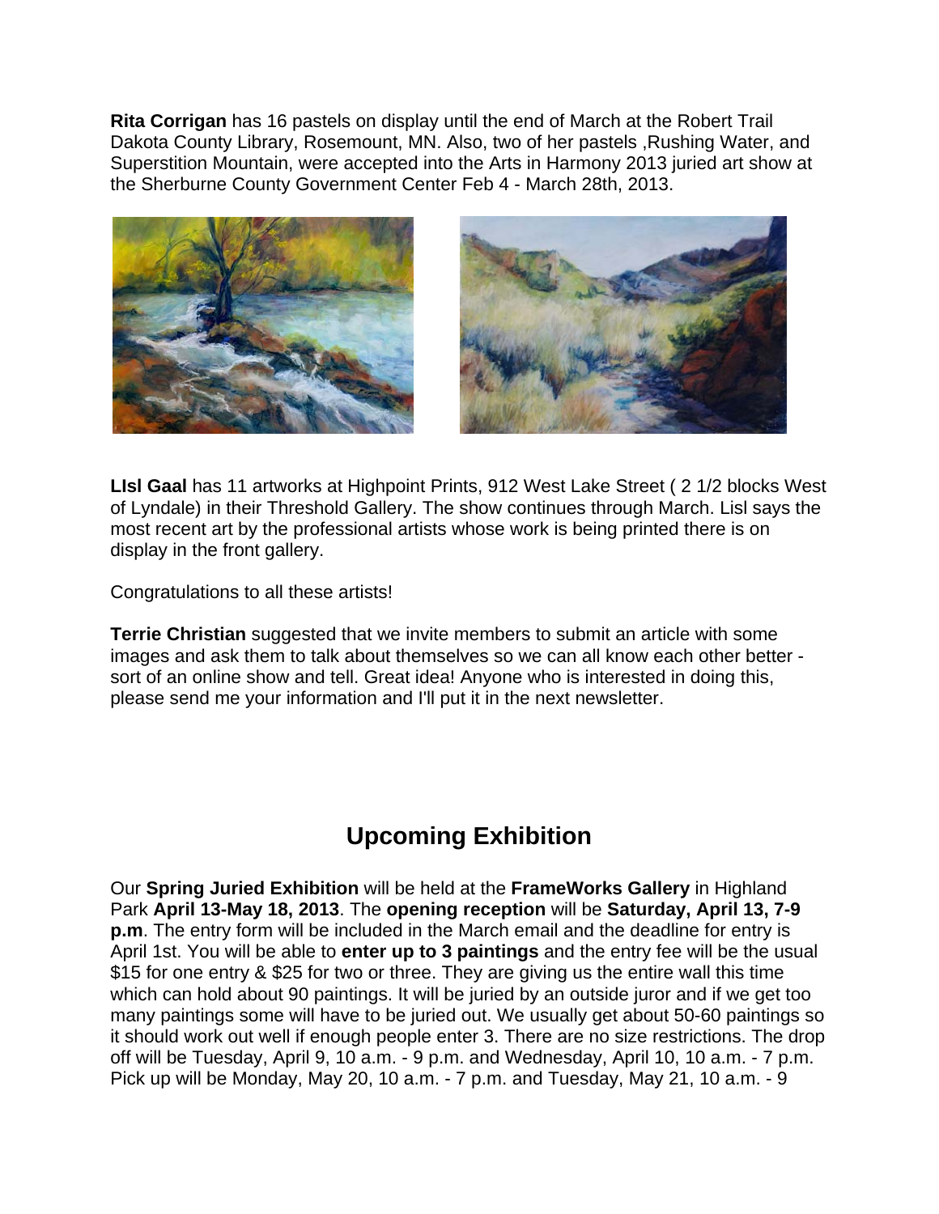**Rita Corrigan** has 16 pastels on display until the end of March at the Robert Trail Dakota County Library, Rosemount, MN. Also, two of her pastels ,Rushing Water, and Superstition Mountain, were accepted into the Arts in Harmony 2013 juried art show at the Sherburne County Government Center Feb 4 - March 28th, 2013.

**LIsl Gaal** has 11 artworks at Highpoint Prints, 912 West Lake Street ( 2 1/2 blocks West of Lyndale) in their Threshold Gallery. The show continues through March. Lisl says the most recent art by the professional artists whose work is being printed there is on display in the front gallery.

Congratulations to all these artists!

**Terrie Christian** suggested that we invite members to submit an article with some images and ask them to talk about themselves so we can all know each other better - sort of an online show and tell. Great idea! Anyone who is interested in doing this, please send me your information and I'll put it in the next newsletter.

## Upcoming Exhibition

Our **Spring Juried Exhibition** will be held at the **FrameWorks Gallery** in Highland Park **April 13-May 18, 2013**. The **opening reception** will be **Saturday, April 13, 7-9 p.m**. The entry form will be included in the March email and the deadline for entry is April 1st. You will be able to **enter up to 3 paintings** and the entry fee will be the usual $15 for one entry & $25 for two or three. They are giving us the entire wall this time which can hold about 90 paintings. It will be juried by an outside juror and if we get too many paintings some will have to be juried out. We usually get about 50-60 paintings so it should work out well if enough people enter 3. There are no size restrictions. The drop off will be Tuesday, April 9, 10 a.m. - 9 p.m. and Wednesday, April 10, 10 a.m. - 7 p.m. Pick up will be Monday, May 20, 10 a.m. - 7 p.m. and Tuesday, May 21, 10 a.m. - 9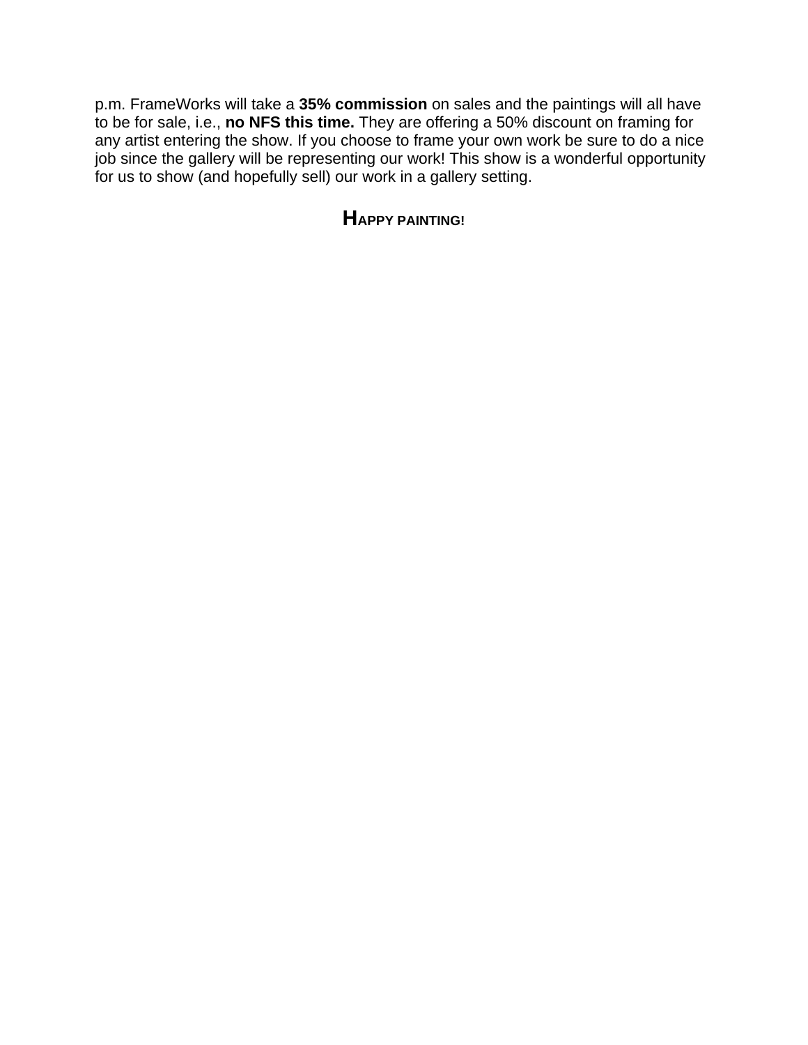p.m. FrameWorks will take a **35% commission** on sales and the paintings will all have to be for sale, i.e., **no NFS this time.** They are offering a 50% discount on framing for any artist entering the show. If you choose to frame your own work be sure to do a nice job since the gallery will be representing our work! This show is a wonderful opportunity for us to show (and hopefully sell) our work in a gallery setting.

**HAPPY PAINTING!**